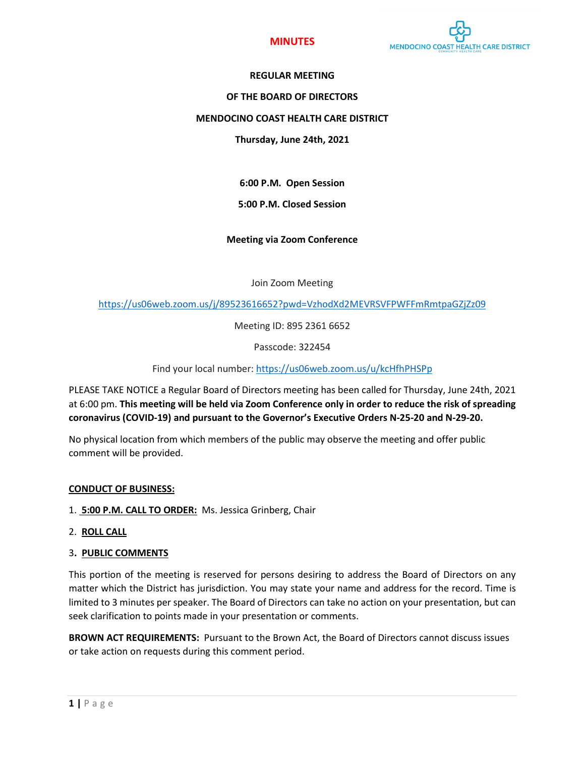**MINUTES**

MENDOCINO COAST HEALTH CARE DISTRICT

**REGULAR MEETING**

**OF THE BOARD OF DIRECTORS**

**MENDOCINO COAST HEALTH CARE DISTRICT**

**Thursday, June 24th, 2021**

**6:00 P.M. Open Session**

**5:00 P.M. Closed Session**

**Meeting via Zoom Conference**

Join Zoom Meeting

https://us06web.zoom.us/j/89523616652?pwd=VzhodXd2MEVRSVFPWFFmRmtpaGZjZz09

Meeting ID: 895 2361 6652

Passcode: 322454

Find your local number: https://us06web.zoom.us/u/kcHfhPHSPp

PLEASE TAKE NOTICE a Regular Board of Directors meeting has been called for Thursday, June 24th, 2021 at 6:00 pm. **This meeting will be held via Zoom Conference only in order to reduce the risk of spreading coronavirus (COVID-19) and pursuant to the Governor's Executive Orders N-25-20 and N-29-20.**

No physical location from which members of the public may observe the meeting and offer public comment will be provided.

**CONDUCT OF BUSINESS:**

1. **5:00 P.M. CALL TO ORDER:** Ms. Jessica Grinberg, Chair
2. **ROLL CALL**
3. **PUBLIC COMMENTS**

This portion of the meeting is reserved for persons desiring to address the Board of Directors on any matter which the District has jurisdiction. You may state your name and address for the record. Time is limited to 3 minutes per speaker. The Board of Directors can take no action on your presentation, but can seek clarification to points made in your presentation or comments.

**BROWN ACT REQUIREMENTS:** Pursuant to the Brown Act, the Board of Directors cannot discuss issues or take action on requests during this comment period.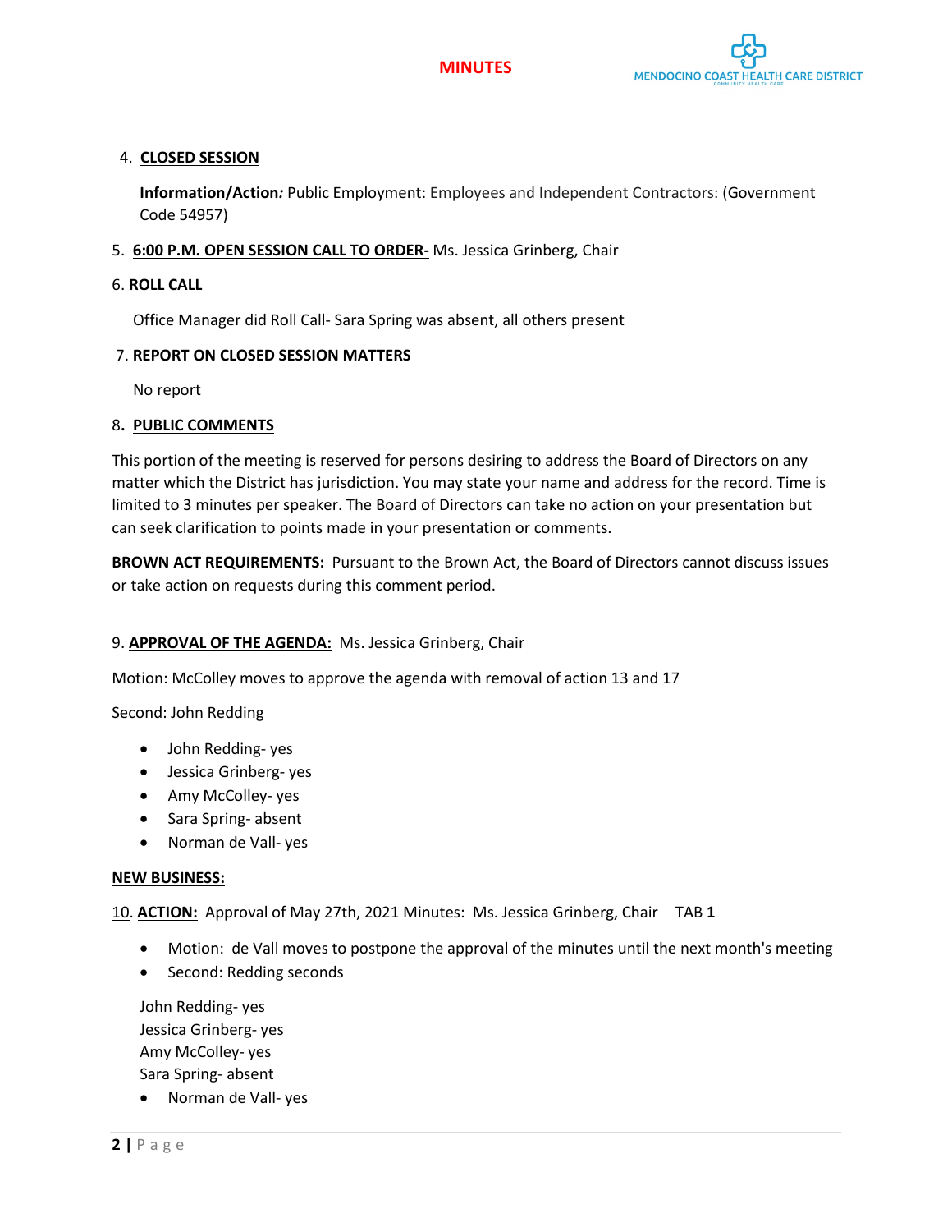4. **CLOSED SESSION**

   **Information/Action*:*** Public Employment: Employees and Independent Contractors: (Government Code 54957)

5. **6:00 P.M. OPEN SESSION CALL TO ORDER-** Ms. Jessica Grinberg, Chair

6. **ROLL CALL**

   Office Manager did Roll Call- Sara Spring was absent, all others present

7. **REPORT ON CLOSED SESSION MATTERS**

   No report

8. **PUBLIC COMMENTS**

This portion of the meeting is reserved for persons desiring to address the Board of Directors on any matter which the District has jurisdiction. You may state your name and address for the record. Time is limited to 3 minutes per speaker. The Board of Directors can take no action on your presentation but can seek clarification to points made in your presentation or comments.

**BROWN ACT REQUIREMENTS:** Pursuant to the Brown Act, the Board of Directors cannot discuss issues or take action on requests during this comment period.

9. **APPROVAL OF THE AGENDA:** Ms. Jessica Grinberg, Chair

Motion: McColley moves to approve the agenda with removal of action 13 and 17

Second: John Redding

- John Redding- yes
- Jessica Grinberg- yes
- Amy McColley- yes
- Sara Spring- absent
- Norman de Vall- yes

**NEW BUSINESS:**

10. **ACTION:** Approval of May 27th, 2021 Minutes: Ms. Jessica Grinberg, Chair TAB **1**

- Motion: de Vall moves to postpone the approval of the minutes until the next month's meeting
- Second: Redding seconds

John Redding- yes
Jessica Grinberg- yes
Amy McColley- yes
Sara Spring- absent

- Norman de Vall- yes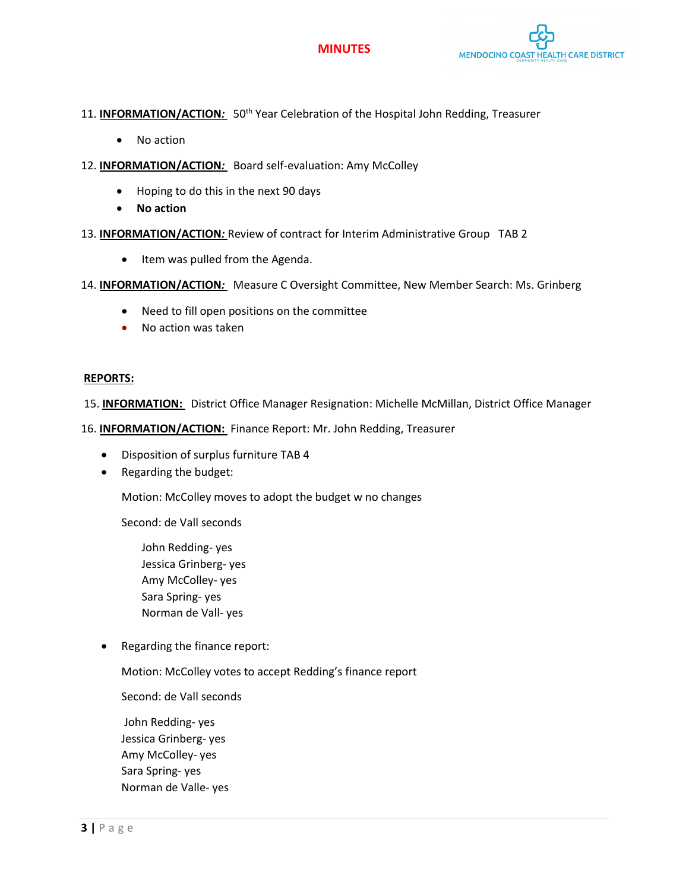11. **INFORMATION/ACTION:** 50th Year Celebration of the Hospital John Redding, Treasurer

- No action

12. **INFORMATION/ACTION:** Board self-evaluation: Amy McColley

- Hoping to do this in the next 90 days
- **No action**

13. **INFORMATION/ACTION:** Review of contract for Interim Administrative Group TAB 2

- Item was pulled from the Agenda.

14. **INFORMATION/ACTION:** Measure C Oversight Committee, New Member Search: Ms. Grinberg

- Need to fill open positions on the committee
- No action was taken

**REPORTS:**

15. **INFORMATION:** District Office Manager Resignation: Michelle McMillan, District Office Manager

16. **INFORMATION/ACTION:** Finance Report: Mr. John Redding, Treasurer

- Disposition of surplus furniture TAB 4
- Regarding the budget:

  Motion: McColley moves to adopt the budget w no changes

  Second: de Vall seconds

  John Redding- yes
  Jessica Grinberg- yes
  Amy McColley- yes
  Sara Spring- yes
  Norman de Vall- yes

- Regarding the finance report:

  Motion: McColley votes to accept Redding's finance report

  Second: de Vall seconds

  John Redding- yes
  Jessica Grinberg- yes
  Amy McColley- yes
  Sara Spring- yes
  Norman de Valle- yes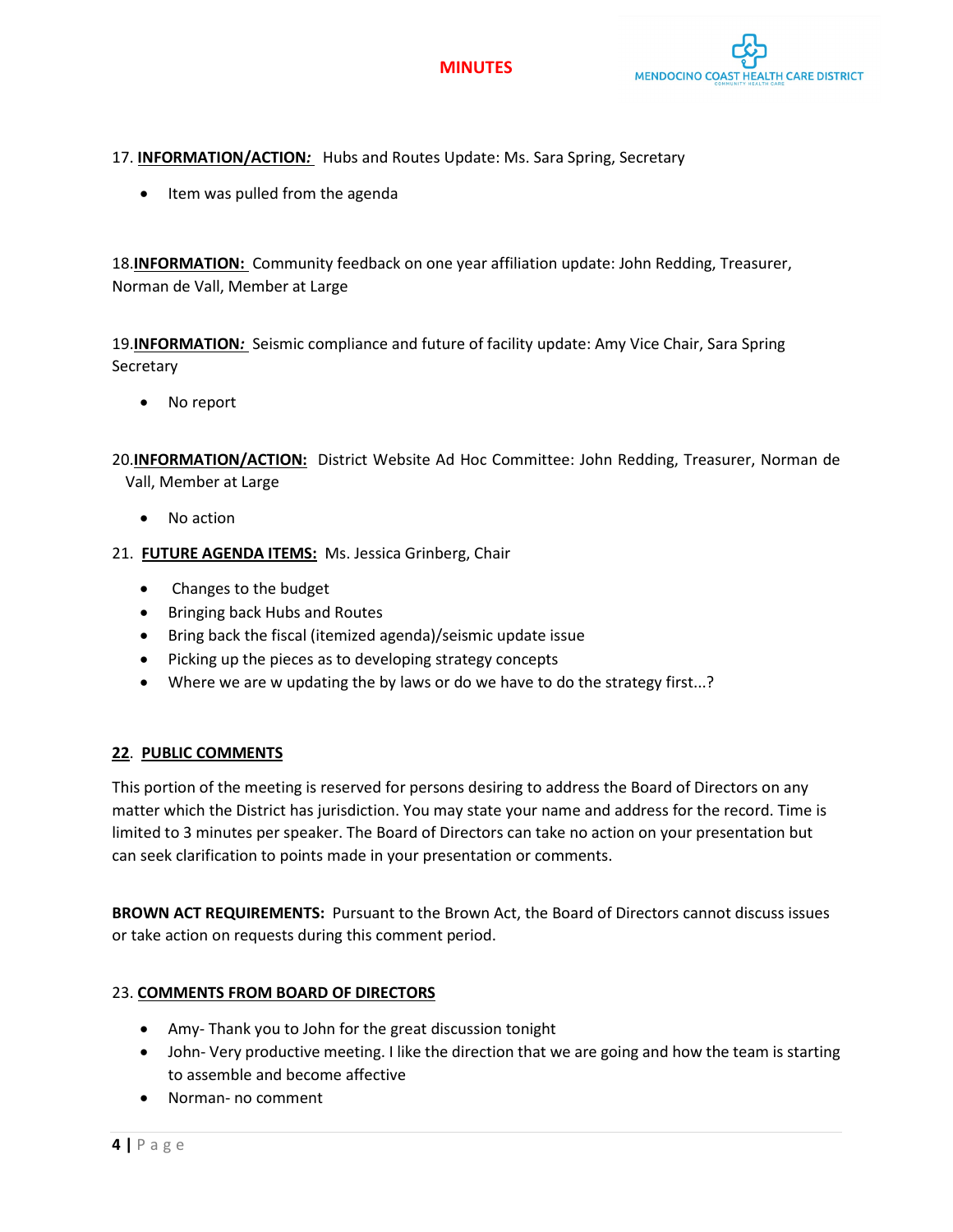17. **INFORMATION/ACTION:** Hubs and Routes Update: Ms. Sara Spring, Secretary

- Item was pulled from the agenda

18.**INFORMATION:** Community feedback on one year affiliation update: John Redding, Treasurer, Norman de Vall, Member at Large

19.**INFORMATION:** Seismic compliance and future of facility update: Amy Vice Chair, Sara Spring Secretary

- No report

20.**INFORMATION/ACTION:** District Website Ad Hoc Committee: John Redding, Treasurer, Norman de Vall, Member at Large

- No action

21. **FUTURE AGENDA ITEMS:** Ms. Jessica Grinberg, Chair

- Changes to the budget
- Bringing back Hubs and Routes
- Bring back the fiscal (itemized agenda)/seismic update issue
- Picking up the pieces as to developing strategy concepts
- Where we are w updating the by laws or do we have to do the strategy first...?

**22. PUBLIC COMMENTS**

This portion of the meeting is reserved for persons desiring to address the Board of Directors on any matter which the District has jurisdiction. You may state your name and address for the record. Time is limited to 3 minutes per speaker. The Board of Directors can take no action on your presentation but can seek clarification to points made in your presentation or comments.

**BROWN ACT REQUIREMENTS:** Pursuant to the Brown Act, the Board of Directors cannot discuss issues or take action on requests during this comment period.

23. **COMMENTS FROM BOARD OF DIRECTORS**

- Amy- Thank you to John for the great discussion tonight
- John- Very productive meeting. I like the direction that we are going and how the team is starting to assemble and become affective
- Norman- no comment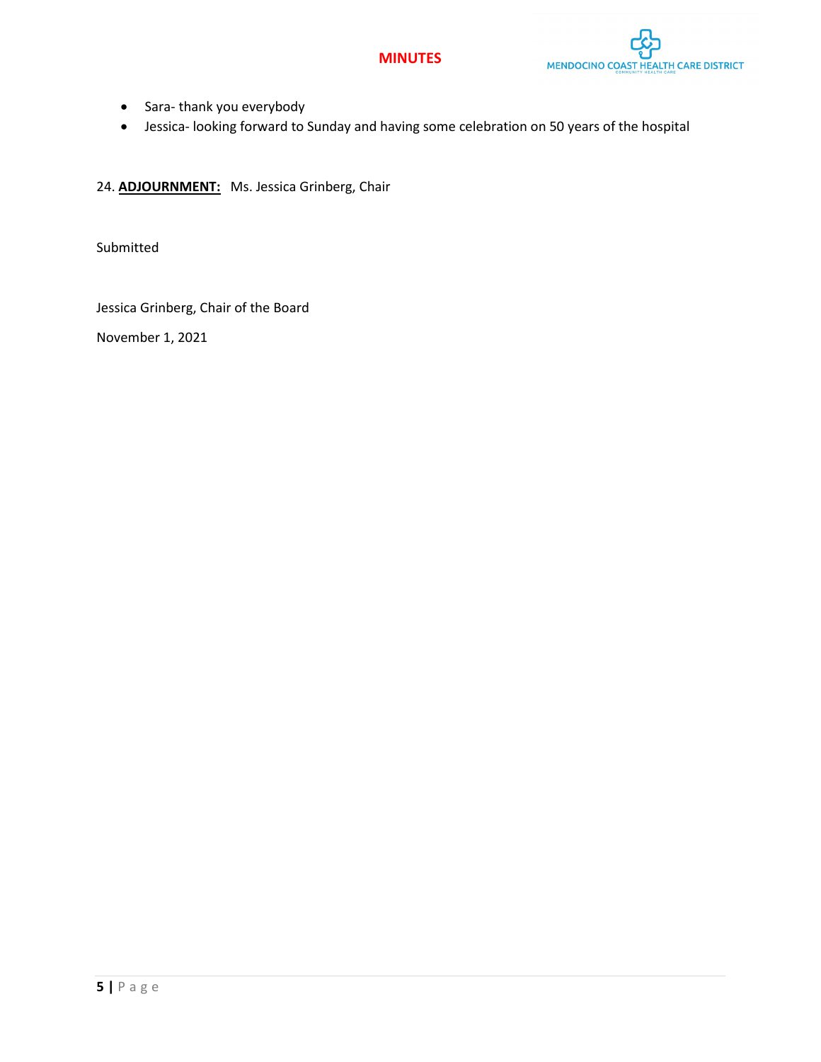- Sara- thank you everybody
- Jessica- looking forward to Sunday and having some celebration on 50 years of the hospital

24. **ADJOURNMENT:** Ms. Jessica Grinberg, Chair

Submitted

Jessica Grinberg, Chair of the Board

November 1, 2021